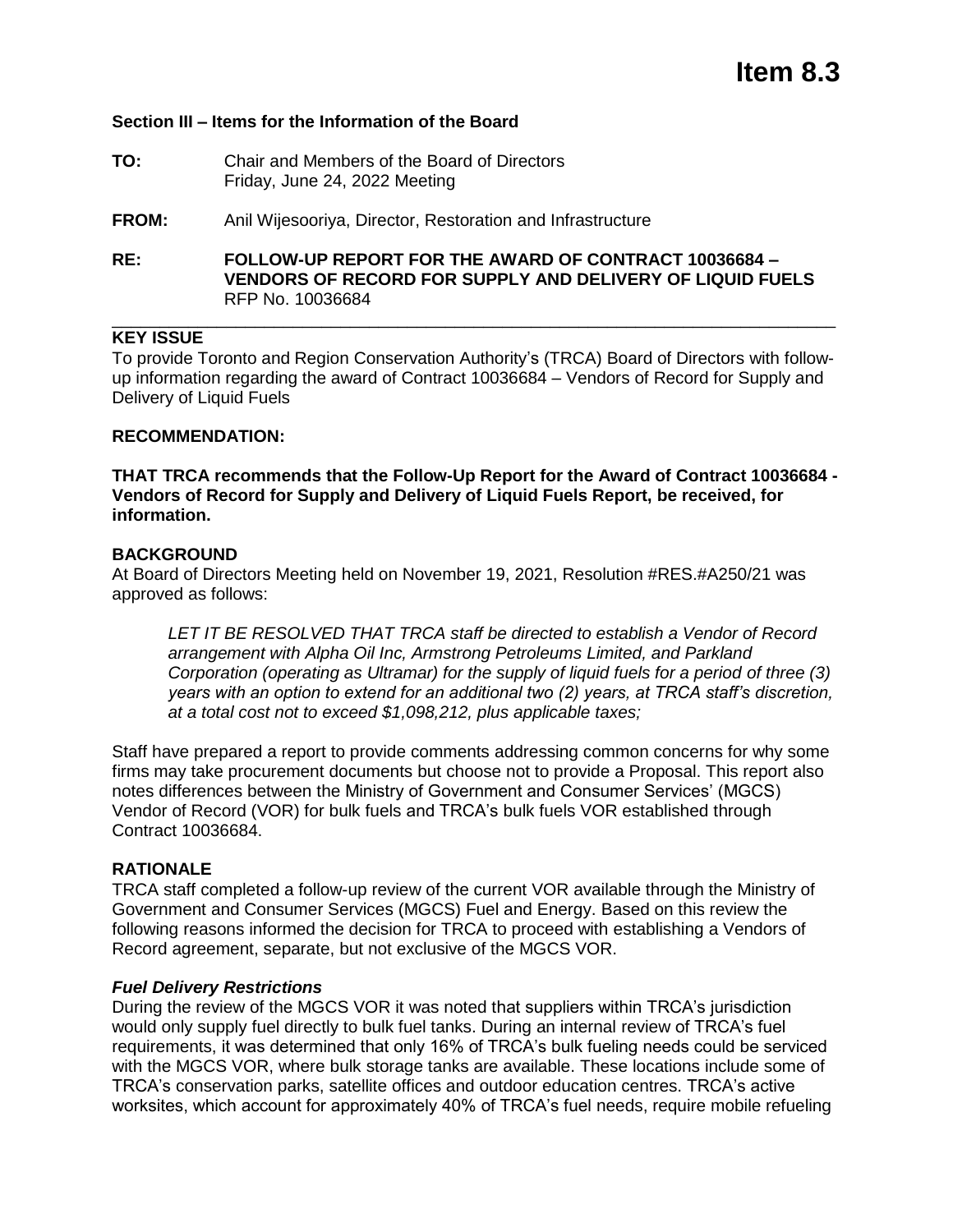# Item 8.3

**Section III – Items for the Information of the Board**

**TO:** Chair and Members of the Board of Directors
Friday, June 24, 2022 Meeting

**FROM:** Anil Wijesooriya, Director, Restoration and Infrastructure

**RE: FOLLOW-UP REPORT FOR THE AWARD OF CONTRACT 10036684 – VENDORS OF RECORD FOR SUPPLY AND DELIVERY OF LIQUID FUELS**
RFP No. 10036684

---

**KEY ISSUE**

To provide Toronto and Region Conservation Authority's (TRCA) Board of Directors with follow-up information regarding the award of Contract 10036684 – Vendors of Record for Supply and Delivery of Liquid Fuels

**RECOMMENDATION:**

**THAT TRCA recommends that the Follow-Up Report for the Award of Contract 10036684 - Vendors of Record for Supply and Delivery of Liquid Fuels Report, be received, for information.**

**BACKGROUND**

At Board of Directors Meeting held on November 19, 2021, Resolution #RES.#A250/21 was approved as follows:

> *LET IT BE RESOLVED THAT TRCA staff be directed to establish a Vendor of Record arrangement with Alpha Oil Inc, Armstrong Petroleums Limited, and Parkland Corporation (operating as Ultramar) for the supply of liquid fuels for a period of three (3) years with an option to extend for an additional two (2) years, at TRCA staff's discretion, at a total cost not to exceed $1,098,212, plus applicable taxes;*

Staff have prepared a report to provide comments addressing common concerns for why some firms may take procurement documents but choose not to provide a Proposal. This report also notes differences between the Ministry of Government and Consumer Services' (MGCS) Vendor of Record (VOR) for bulk fuels and TRCA's bulk fuels VOR established through Contract 10036684.

**RATIONALE**

TRCA staff completed a follow-up review of the current VOR available through the Ministry of Government and Consumer Services (MGCS) Fuel and Energy. Based on this review the following reasons informed the decision for TRCA to proceed with establishing a Vendors of Record agreement, separate, but not exclusive of the MGCS VOR.

***Fuel Delivery Restrictions***

During the review of the MGCS VOR it was noted that suppliers within TRCA's jurisdiction would only supply fuel directly to bulk fuel tanks. During an internal review of TRCA's fuel requirements, it was determined that only 16% of TRCA's bulk fueling needs could be serviced with the MGCS VOR, where bulk storage tanks are available. These locations include some of TRCA's conservation parks, satellite offices and outdoor education centres. TRCA's active worksites, which account for approximately 40% of TRCA's fuel needs, require mobile refueling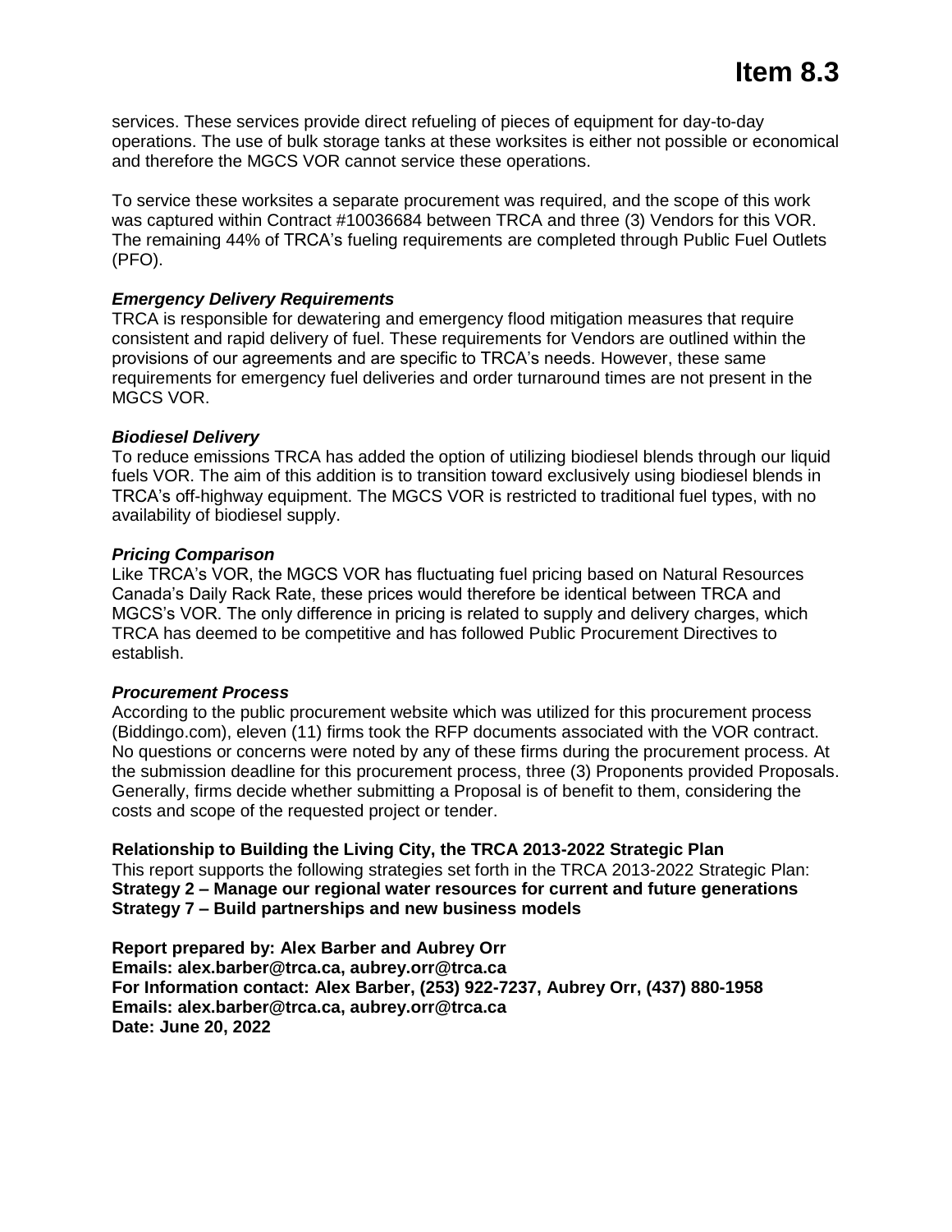services. These services provide direct refueling of pieces of equipment for day-to-day operations. The use of bulk storage tanks at these worksites is either not possible or economical and therefore the MGCS VOR cannot service these operations.

To service these worksites a separate procurement was required, and the scope of this work was captured within Contract #10036684 between TRCA and three (3) Vendors for this VOR. The remaining 44% of TRCA's fueling requirements are completed through Public Fuel Outlets (PFO).

***Emergency Delivery Requirements***

TRCA is responsible for dewatering and emergency flood mitigation measures that require consistent and rapid delivery of fuel. These requirements for Vendors are outlined within the provisions of our agreements and are specific to TRCA's needs. However, these same requirements for emergency fuel deliveries and order turnaround times are not present in the MGCS VOR.

***Biodiesel Delivery***

To reduce emissions TRCA has added the option of utilizing biodiesel blends through our liquid fuels VOR. The aim of this addition is to transition toward exclusively using biodiesel blends in TRCA's off-highway equipment. The MGCS VOR is restricted to traditional fuel types, with no availability of biodiesel supply.

***Pricing Comparison***

Like TRCA's VOR, the MGCS VOR has fluctuating fuel pricing based on Natural Resources Canada's Daily Rack Rate, these prices would therefore be identical between TRCA and MGCS's VOR. The only difference in pricing is related to supply and delivery charges, which TRCA has deemed to be competitive and has followed Public Procurement Directives to establish.

***Procurement Process***

According to the public procurement website which was utilized for this procurement process (Biddingo.com), eleven (11) firms took the RFP documents associated with the VOR contract. No questions or concerns were noted by any of these firms during the procurement process. At the submission deadline for this procurement process, three (3) Proponents provided Proposals. Generally, firms decide whether submitting a Proposal is of benefit to them, considering the costs and scope of the requested project or tender.

**Relationship to Building the Living City, the TRCA 2013-2022 Strategic Plan**

This report supports the following strategies set forth in the TRCA 2013-2022 Strategic Plan:

**Strategy 2 – Manage our regional water resources for current and future generations**
**Strategy 7 – Build partnerships and new business models**

**Report prepared by: Alex Barber and Aubrey Orr**
**Emails: alex.barber@trca.ca, aubrey.orr@trca.ca**
**For Information contact: Alex Barber, (253) 922-7237, Aubrey Orr, (437) 880-1958**
**Emails: alex.barber@trca.ca, aubrey.orr@trca.ca**
**Date: June 20, 2022**